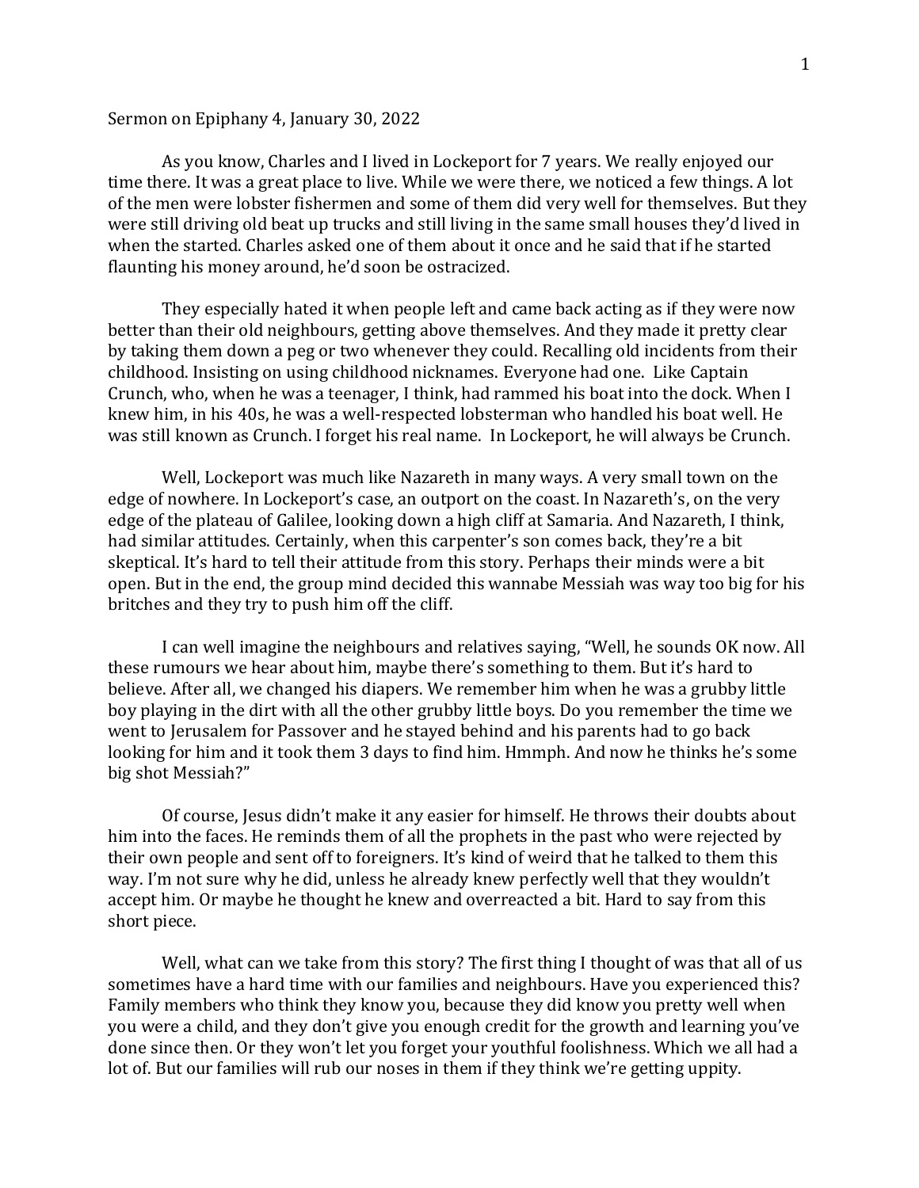Sermon on Epiphany 4, January 30, 2022

As you know, Charles and I lived in Lockeport for 7 years. We really enjoyed our time there. It was a great place to live. While we were there, we noticed a few things. A lot of the men were lobster fishermen and some of them did very well for themselves. But they were still driving old beat up trucks and still living in the same small houses they'd lived in when the started. Charles asked one of them about it once and he said that if he started flaunting his money around, he'd soon be ostracized.

They especially hated it when people left and came back acting as if they were now better than their old neighbours, getting above themselves. And they made it pretty clear by taking them down a peg or two whenever they could. Recalling old incidents from their childhood. Insisting on using childhood nicknames. Everyone had one. Like Captain Crunch, who, when he was a teenager, I think, had rammed his boat into the dock. When I knew him, in his 40s, he was a well-respected lobsterman who handled his boat well. He was still known as Crunch. I forget his real name. In Lockeport, he will always be Crunch.

Well, Lockeport was much like Nazareth in many ways. A very small town on the edge of nowhere. In Lockeport's case, an outport on the coast. In Nazareth's, on the very edge of the plateau of Galilee, looking down a high cliff at Samaria. And Nazareth, I think, had similar attitudes. Certainly, when this carpenter's son comes back, they're a bit skeptical. It's hard to tell their attitude from this story. Perhaps their minds were a bit open. But in the end, the group mind decided this wannabe Messiah was way too big for his britches and they try to push him off the cliff.

I can well imagine the neighbours and relatives saying, "Well, he sounds OK now. All these rumours we hear about him, maybe there's something to them. But it's hard to believe. After all, we changed his diapers. We remember him when he was a grubby little boy playing in the dirt with all the other grubby little boys. Do you remember the time we went to Jerusalem for Passover and he stayed behind and his parents had to go back looking for him and it took them 3 days to find him. Hmmph. And now he thinks he's some big shot Messiah?"

Of course, Jesus didn't make it any easier for himself. He throws their doubts about him into the faces. He reminds them of all the prophets in the past who were rejected by their own people and sent off to foreigners. It's kind of weird that he talked to them this way. I'm not sure why he did, unless he already knew perfectly well that they wouldn't accept him. Or maybe he thought he knew and overreacted a bit. Hard to say from this short piece.

Well, what can we take from this story? The first thing I thought of was that all of us sometimes have a hard time with our families and neighbours. Have you experienced this? Family members who think they know you, because they did know you pretty well when you were a child, and they don't give you enough credit for the growth and learning you've done since then. Or they won't let you forget your youthful foolishness. Which we all had a lot of. But our families will rub our noses in them if they think we're getting uppity.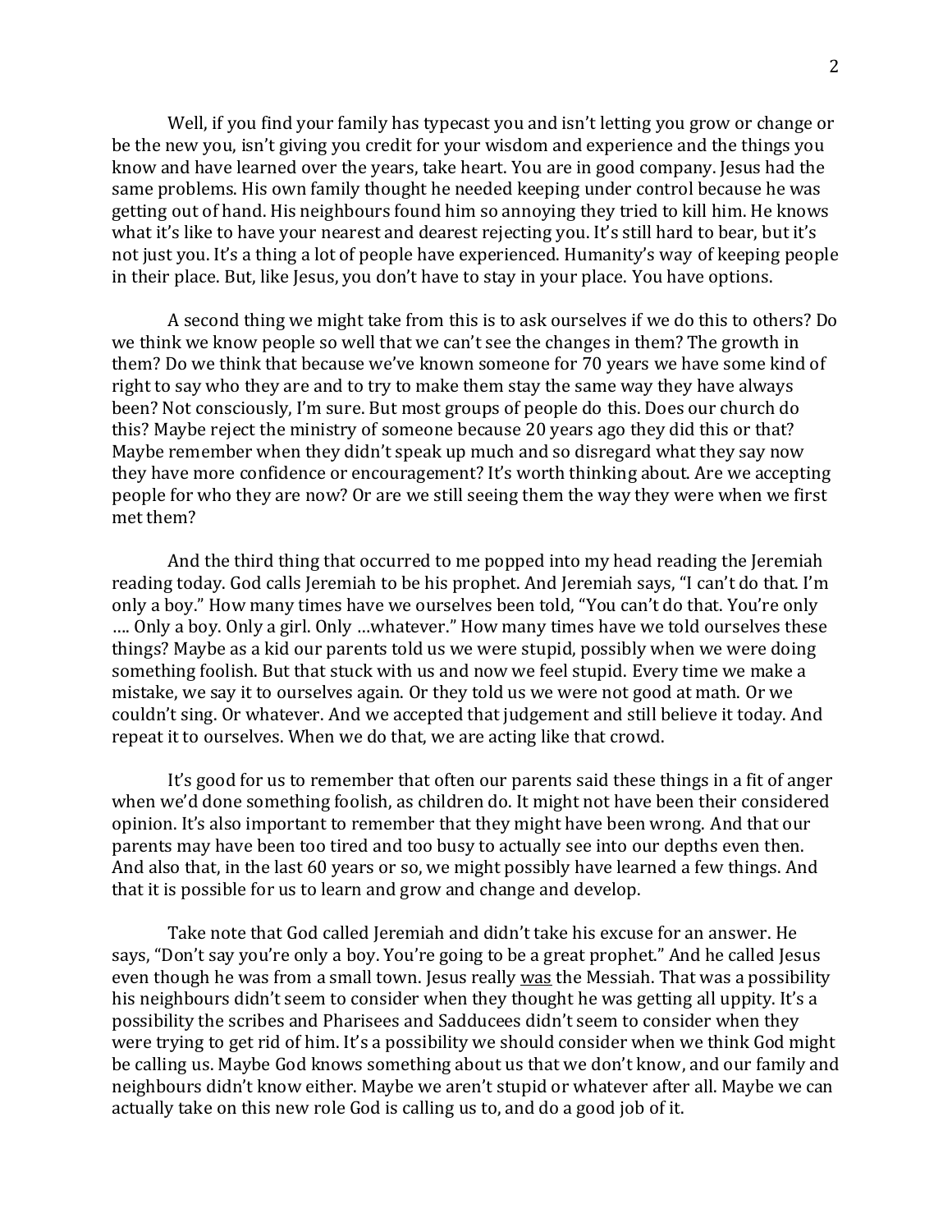Well, if you find your family has typecast you and isn't letting you grow or change or be the new you, isn't giving you credit for your wisdom and experience and the things you know and have learned over the years, take heart. You are in good company. Jesus had the same problems. His own family thought he needed keeping under control because he was getting out of hand. His neighbours found him so annoying they tried to kill him. He knows what it's like to have your nearest and dearest rejecting you. It's still hard to bear, but it's not just you. It's a thing a lot of people have experienced. Humanity's way of keeping people in their place. But, like Jesus, you don't have to stay in your place. You have options.

A second thing we might take from this is to ask ourselves if we do this to others? Do we think we know people so well that we can't see the changes in them? The growth in them? Do we think that because we've known someone for 70 years we have some kind of right to say who they are and to try to make them stay the same way they have always been? Not consciously, I'm sure. But most groups of people do this. Does our church do this? Maybe reject the ministry of someone because 20 years ago they did this or that? Maybe remember when they didn't speak up much and so disregard what they say now they have more confidence or encouragement? It's worth thinking about. Are we accepting people for who they are now? Or are we still seeing them the way they were when we first met them?

And the third thing that occurred to me popped into my head reading the Jeremiah reading today. God calls Jeremiah to be his prophet. And Jeremiah says, "I can't do that. I'm only a boy." How many times have we ourselves been told, "You can't do that. You're only …. Only a boy. Only a girl. Only …whatever." How many times have we told ourselves these things? Maybe as a kid our parents told us we were stupid, possibly when we were doing something foolish. But that stuck with us and now we feel stupid. Every time we make a mistake, we say it to ourselves again. Or they told us we were not good at math. Or we couldn't sing. Or whatever. And we accepted that judgement and still believe it today. And repeat it to ourselves. When we do that, we are acting like that crowd.

It's good for us to remember that often our parents said these things in a fit of anger when we'd done something foolish, as children do. It might not have been their considered opinion. It's also important to remember that they might have been wrong. And that our parents may have been too tired and too busy to actually see into our depths even then. And also that, in the last 60 years or so, we might possibly have learned a few things. And that it is possible for us to learn and grow and change and develop.

Take note that God called Jeremiah and didn't take his excuse for an answer. He says, "Don't say you're only a boy. You're going to be a great prophet." And he called Jesus even though he was from a small town. Jesus really <u>was</u> the Messiah. That was a possibility his neighbours didn't seem to consider when they thought he was getting all uppity. It's a possibility the scribes and Pharisees and Sadducees didn't seem to consider when they were trying to get rid of him. It's a possibility we should consider when we think God might be calling us. Maybe God knows something about us that we don't know, and our family and neighbours didn't know either. Maybe we aren't stupid or whatever after all. Maybe we can actually take on this new role God is calling us to, and do a good job of it.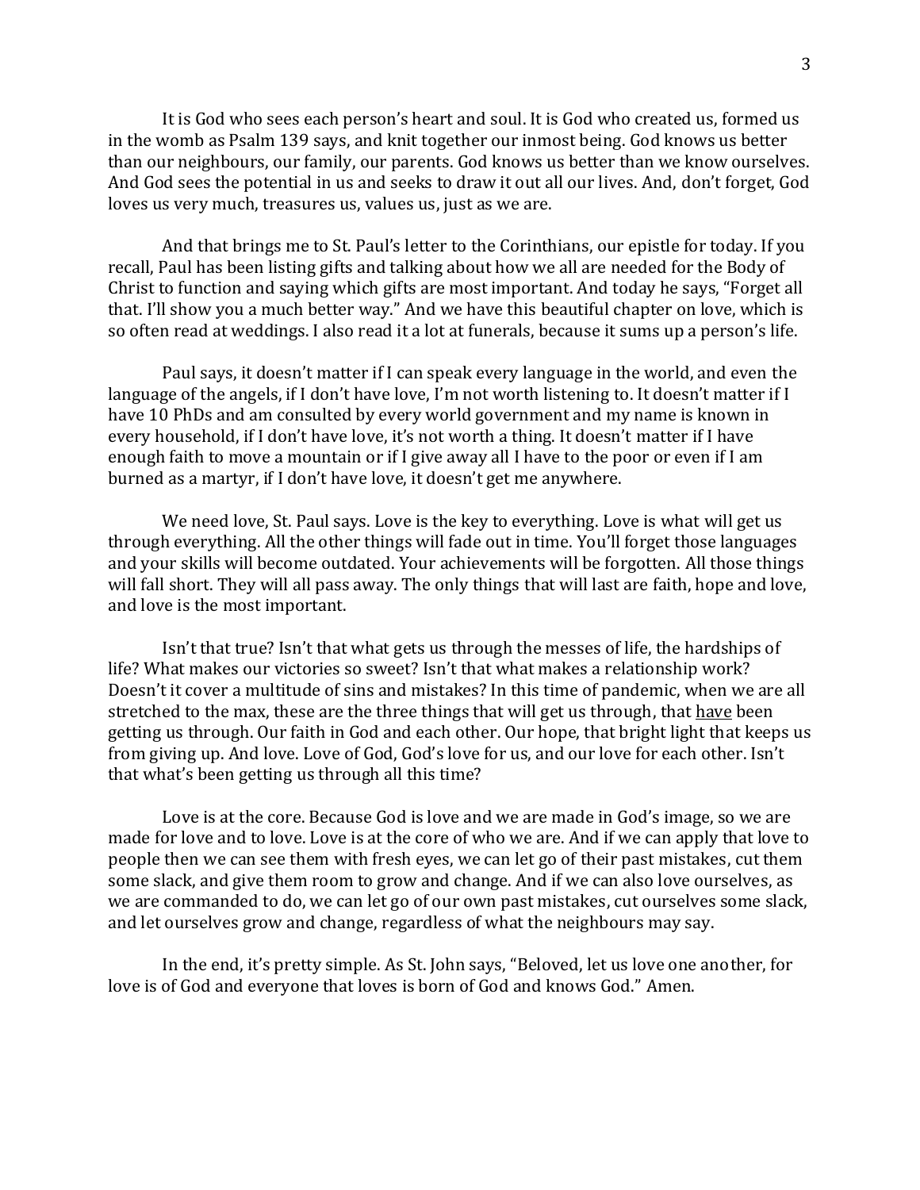It is God who sees each person's heart and soul. It is God who created us, formed us in the womb as Psalm 139 says, and knit together our inmost being. God knows us better than our neighbours, our family, our parents. God knows us better than we know ourselves. And God sees the potential in us and seeks to draw it out all our lives. And, don't forget, God loves us very much, treasures us, values us, just as we are.

And that brings me to St. Paul's letter to the Corinthians, our epistle for today. If you recall, Paul has been listing gifts and talking about how we all are needed for the Body of Christ to function and saying which gifts are most important. And today he says, "Forget all that. I'll show you a much better way." And we have this beautiful chapter on love, which is so often read at weddings. I also read it a lot at funerals, because it sums up a person's life.

Paul says, it doesn't matter if I can speak every language in the world, and even the language of the angels, if I don't have love, I'm not worth listening to. It doesn't matter if I have 10 PhDs and am consulted by every world government and my name is known in every household, if I don't have love, it's not worth a thing. It doesn't matter if I have enough faith to move a mountain or if I give away all I have to the poor or even if I am burned as a martyr, if I don't have love, it doesn't get me anywhere.

We need love, St. Paul says. Love is the key to everything. Love is what will get us through everything. All the other things will fade out in time. You'll forget those languages and your skills will become outdated. Your achievements will be forgotten. All those things will fall short. They will all pass away. The only things that will last are faith, hope and love, and love is the most important.

Isn't that true? Isn't that what gets us through the messes of life, the hardships of life? What makes our victories so sweet? Isn't that what makes a relationship work? Doesn't it cover a multitude of sins and mistakes? In this time of pandemic, when we are all stretched to the max, these are the three things that will get us through, that <u>have</u> been getting us through. Our faith in God and each other. Our hope, that bright light that keeps us from giving up. And love. Love of God, God's love for us, and our love for each other. Isn't that what's been getting us through all this time?

Love is at the core. Because God is love and we are made in God's image, so we are made for love and to love. Love is at the core of who we are. And if we can apply that love to people then we can see them with fresh eyes, we can let go of their past mistakes, cut them some slack, and give them room to grow and change. And if we can also love ourselves, as we are commanded to do, we can let go of our own past mistakes, cut ourselves some slack, and let ourselves grow and change, regardless of what the neighbours may say.

In the end, it's pretty simple. As St. John says, "Beloved, let us love one another, for love is of God and everyone that loves is born of God and knows God." Amen.